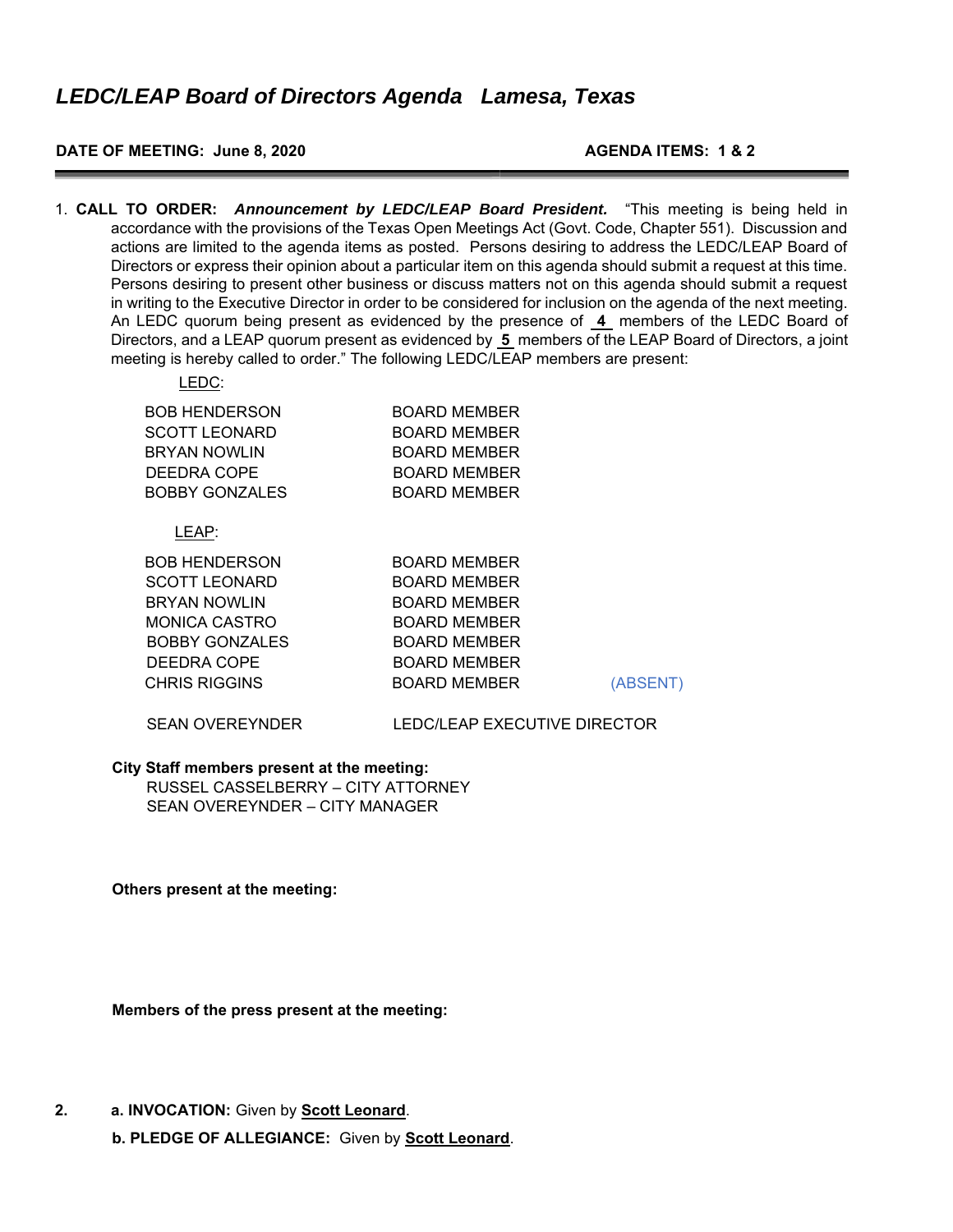# *LEDC/LEAP Board of Directors Agenda Lamesa, Texas*

**DATE OF MEETING: June 8, 2020** **AGENDA ITEMS: 1 & 2**

---

1. **CALL TO ORDER:** ***Announcement by LEDC/LEAP Board President.*** "This meeting is being held in accordance with the provisions of the Texas Open Meetings Act (Govt. Code, Chapter 551). Discussion and actions are limited to the agenda items as posted. Persons desiring to address the LEDC/LEAP Board of Directors or express their opinion about a particular item on this agenda should submit a request at this time. Persons desiring to present other business or discuss matters not on this agenda should submit a request in writing to the Executive Director in order to be considered for inclusion on the agenda of the next meeting. An LEDC quorum being present as evidenced by the presence of **4** members of the LEDC Board of Directors, and a LEAP quorum present as evidenced by **5** members of the LEAP Board of Directors, a joint meeting is hereby called to order." The following LEDC/LEAP members are present:

LEDC:

| | | |
|---|---|---|
| BOB HENDERSON | BOARD MEMBER | |
| SCOTT LEONARD | BOARD MEMBER | |
| BRYAN NOWLIN | BOARD MEMBER | |
| DEEDRA COPE | BOARD MEMBER | |
| BOBBY GONZALES | BOARD MEMBER | |

LEAP:

| | | |
|---|---|---|
| BOB HENDERSON | BOARD MEMBER | |
| SCOTT LEONARD | BOARD MEMBER | |
| BRYAN NOWLIN | BOARD MEMBER | |
| MONICA CASTRO | BOARD MEMBER | |
| BOBBY GONZALES | BOARD MEMBER | |
| DEEDRA COPE | BOARD MEMBER | |
| CHRIS RIGGINS | BOARD MEMBER | (ABSENT) |
| | | |
| SEAN OVEREYNDER | LEDC/LEAP EXECUTIVE DIRECTOR | |

**City Staff members present at the meeting:**
RUSSEL CASSELBERRY – CITY ATTORNEY
SEAN OVEREYNDER – CITY MANAGER

**Others present at the meeting:**

**Members of the press present at the meeting:**

2. **a. INVOCATION:** Given by **Scott Leonard**.

   **b. PLEDGE OF ALLEGIANCE:** Given by **Scott Leonard**.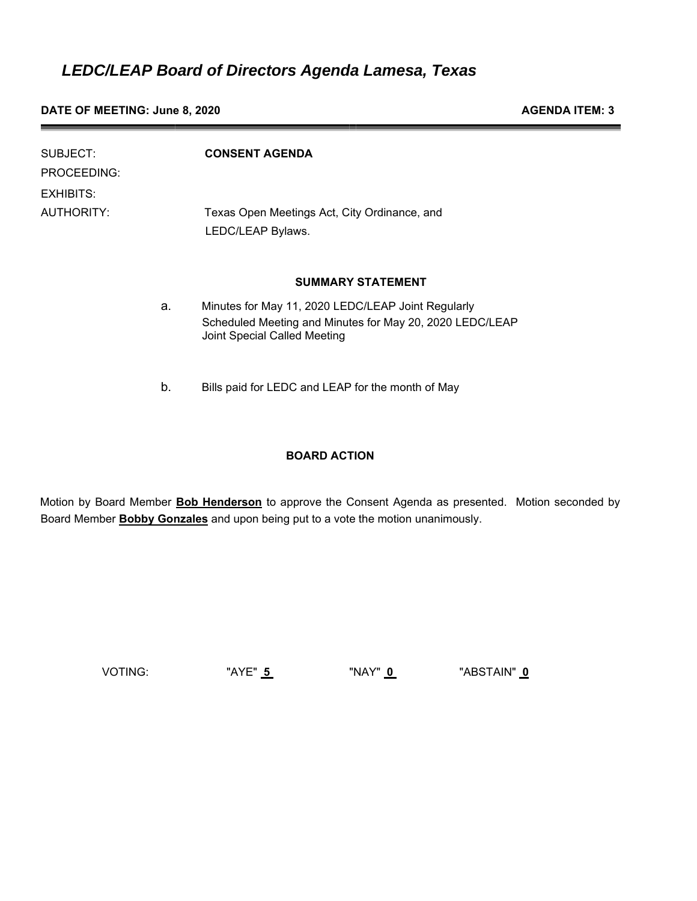# *LEDC/LEAP Board of Directors Agenda Lamesa, Texas*

**DATE OF MEETING: June 8, 2020** **AGENDA ITEM: 3**

SUBJECT: **CONSENT AGENDA**

PROCEEDING:

EXHIBITS:

AUTHORITY: Texas Open Meetings Act, City Ordinance, and LEDC/LEAP Bylaws.

**SUMMARY STATEMENT**

a. Minutes for May 11, 2020 LEDC/LEAP Joint Regularly Scheduled Meeting and Minutes for May 20, 2020 LEDC/LEAP Joint Special Called Meeting

b. Bills paid for LEDC and LEAP for the month of May

**BOARD ACTION**

Motion by Board Member **Bob Henderson** to approve the Consent Agenda as presented. Motion seconded by Board Member **Bobby Gonzales** and upon being put to a vote the motion unanimously.

VOTING: "AYE" **5** "NAY" **0** "ABSTAIN" **0**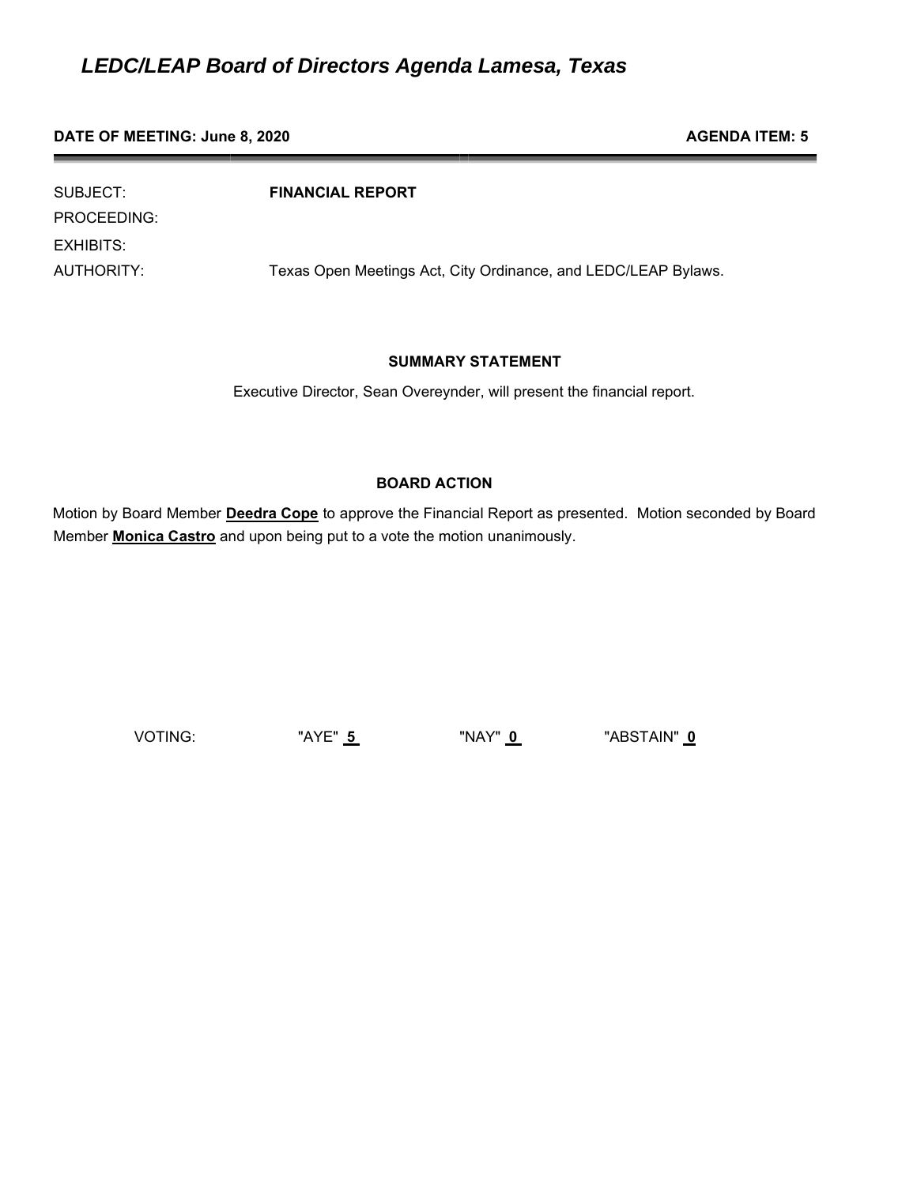# *LEDC/LEAP Board of Directors Agenda Lamesa, Texas*

**DATE OF MEETING: June 8, 2020** **AGENDA ITEM: 5**

| | |
|---|---|
| SUBJECT: | **FINANCIAL REPORT** |
| PROCEEDING: | |
| EXHIBITS: | |
| AUTHORITY: | Texas Open Meetings Act, City Ordinance, and LEDC/LEAP Bylaws. |

**SUMMARY STATEMENT**

Executive Director, Sean Overeynder, will present the financial report.

**BOARD ACTION**

Motion by Board Member **Deedra Cope** to approve the Financial Report as presented. Motion seconded by Board Member **Monica Castro** and upon being put to a vote the motion unanimously.

VOTING: "AYE" **5** "NAY" **0** "ABSTAIN" **0**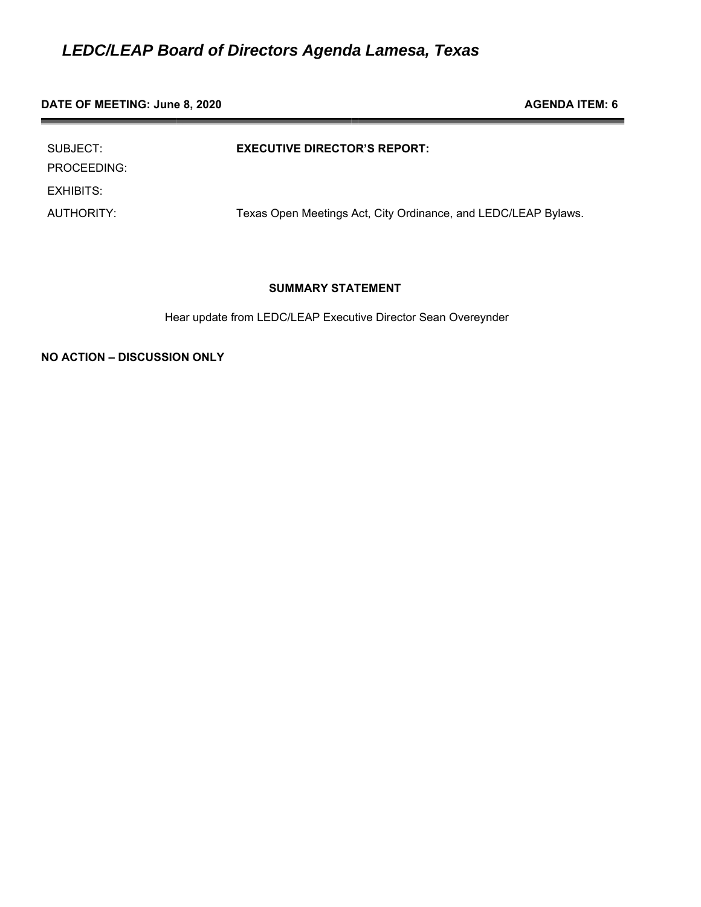# *LEDC/LEAP Board of Directors Agenda Lamesa, Texas*

**DATE OF MEETING: June 8, 2020** **AGENDA ITEM: 6**

| | |
|---|---|
| SUBJECT: | **EXECUTIVE DIRECTOR'S REPORT:** |
| PROCEEDING: | |
| EXHIBITS: | |
| AUTHORITY: | Texas Open Meetings Act, City Ordinance, and LEDC/LEAP Bylaws. |

**SUMMARY STATEMENT**

Hear update from LEDC/LEAP Executive Director Sean Overeynder

**NO ACTION – DISCUSSION ONLY**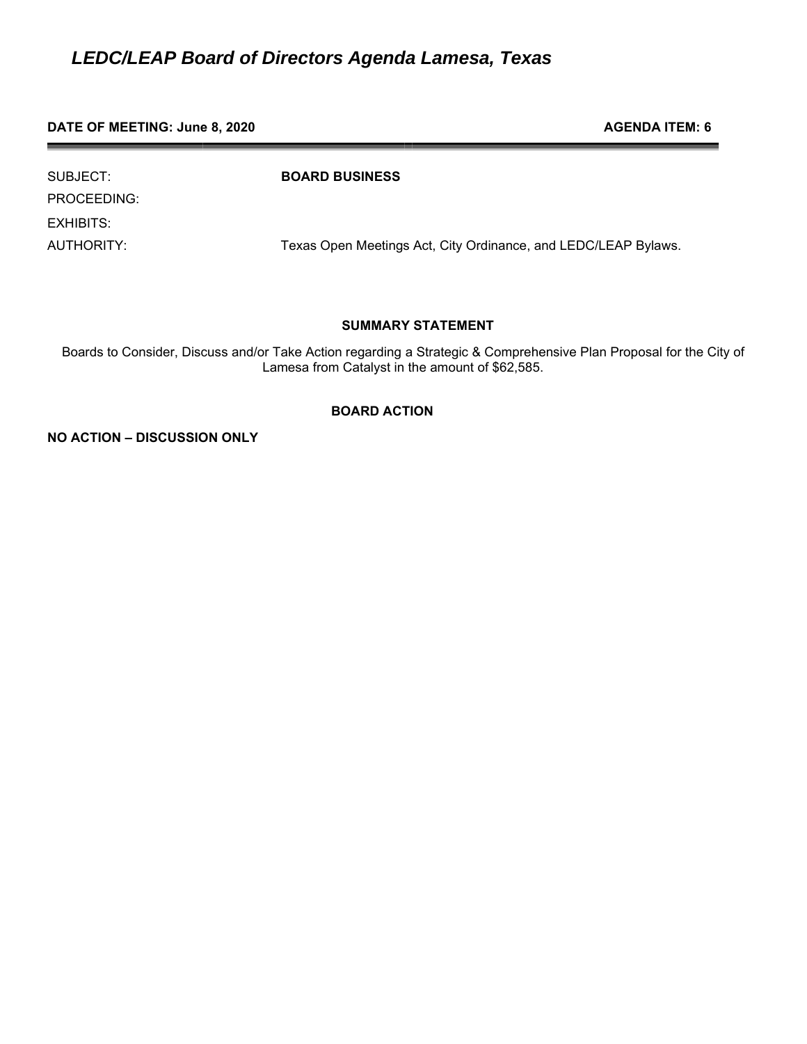# *LEDC/LEAP Board of Directors Agenda Lamesa, Texas*

**DATE OF MEETING: June 8, 2020** **AGENDA ITEM: 6**

---

| | |
|---|---|
| SUBJECT: | **BOARD BUSINESS** |
| PROCEEDING: | |
| EXHIBITS: | |
| AUTHORITY: | Texas Open Meetings Act, City Ordinance, and LEDC/LEAP Bylaws. |

**SUMMARY STATEMENT**

Boards to Consider, Discuss and/or Take Action regarding a Strategic & Comprehensive Plan Proposal for the City of Lamesa from Catalyst in the amount of $62,585.

**BOARD ACTION**

**NO ACTION – DISCUSSION ONLY**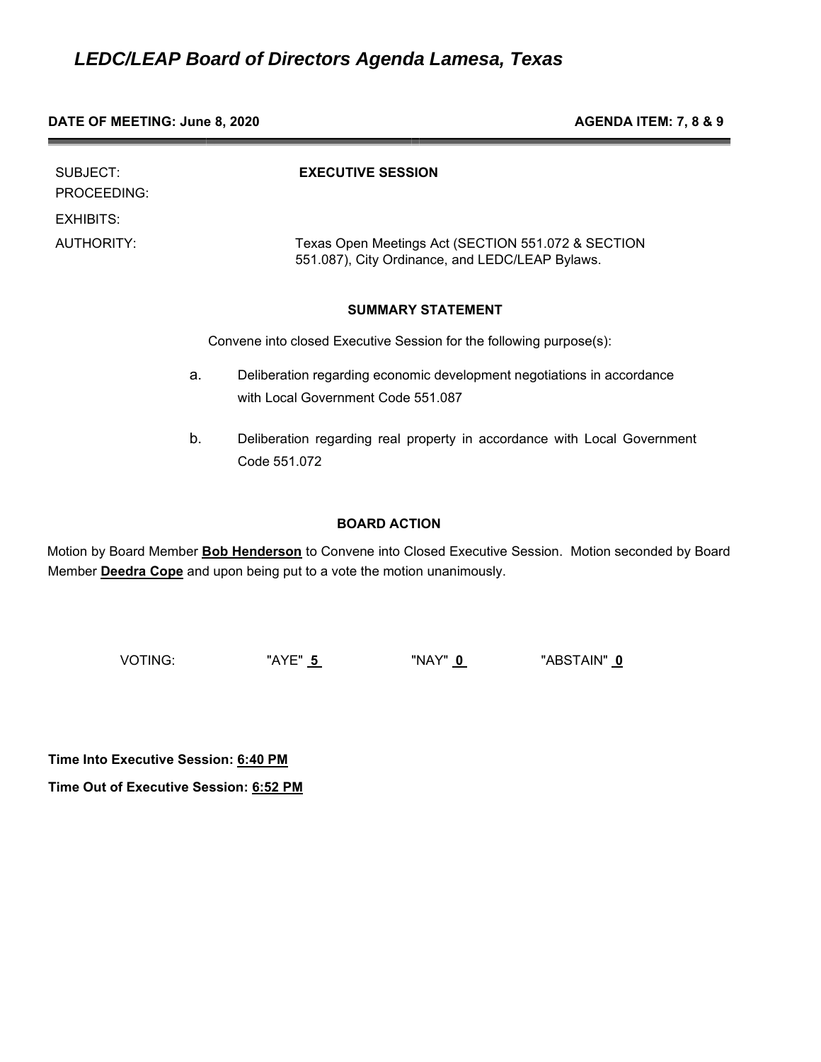# *LEDC/LEAP Board of Directors Agenda Lamesa, Texas*

**DATE OF MEETING: June 8, 2020** **AGENDA ITEM: 7, 8 & 9**

SUBJECT: **EXECUTIVE SESSION**

PROCEEDING:

EXHIBITS:

AUTHORITY: Texas Open Meetings Act (SECTION 551.072 & SECTION 551.087), City Ordinance, and LEDC/LEAP Bylaws.

**SUMMARY STATEMENT**

Convene into closed Executive Session for the following purpose(s):

a. Deliberation regarding economic development negotiations in accordance with Local Government Code 551.087

b. Deliberation regarding real property in accordance with Local Government Code 551.072

**BOARD ACTION**

Motion by Board Member **Bob Henderson** to Convene into Closed Executive Session. Motion seconded by Board Member **Deedra Cope** and upon being put to a vote the motion unanimously.

VOTING: "AYE" **5** "NAY" **0** "ABSTAIN" **0**

**Time Into Executive Session: 6:40 PM**

**Time Out of Executive Session: 6:52 PM**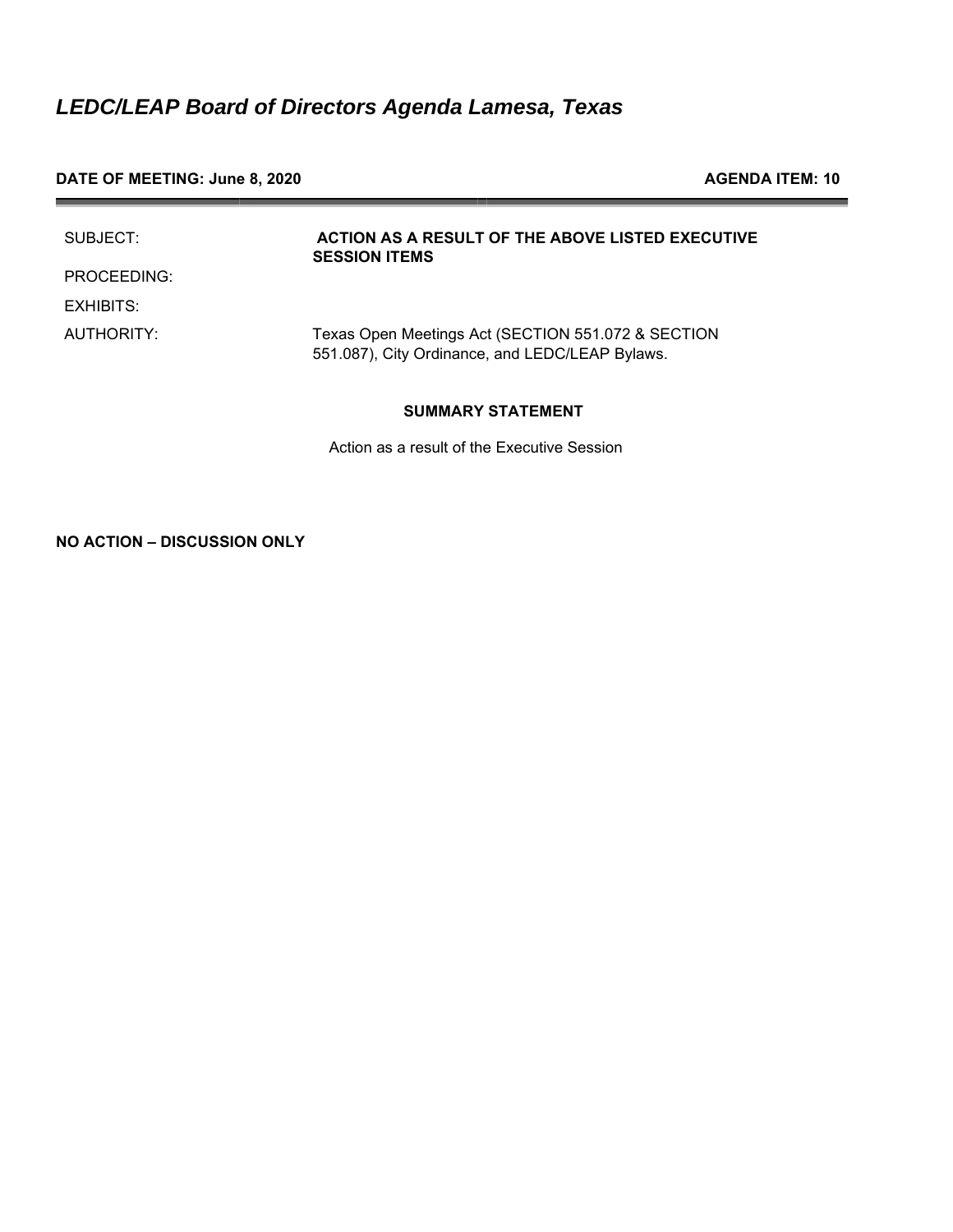# *LEDC/LEAP Board of Directors Agenda Lamesa, Texas*

**DATE OF MEETING: June 8, 2020** **AGENDA ITEM: 10**

| | |
|---|---|
| SUBJECT: | **ACTION AS A RESULT OF THE ABOVE LISTED EXECUTIVE SESSION ITEMS** |
| PROCEEDING: | |
| EXHIBITS: | |
| AUTHORITY: | Texas Open Meetings Act (SECTION 551.072 & SECTION 551.087), City Ordinance, and LEDC/LEAP Bylaws. |

**SUMMARY STATEMENT**

Action as a result of the Executive Session

**NO ACTION – DISCUSSION ONLY**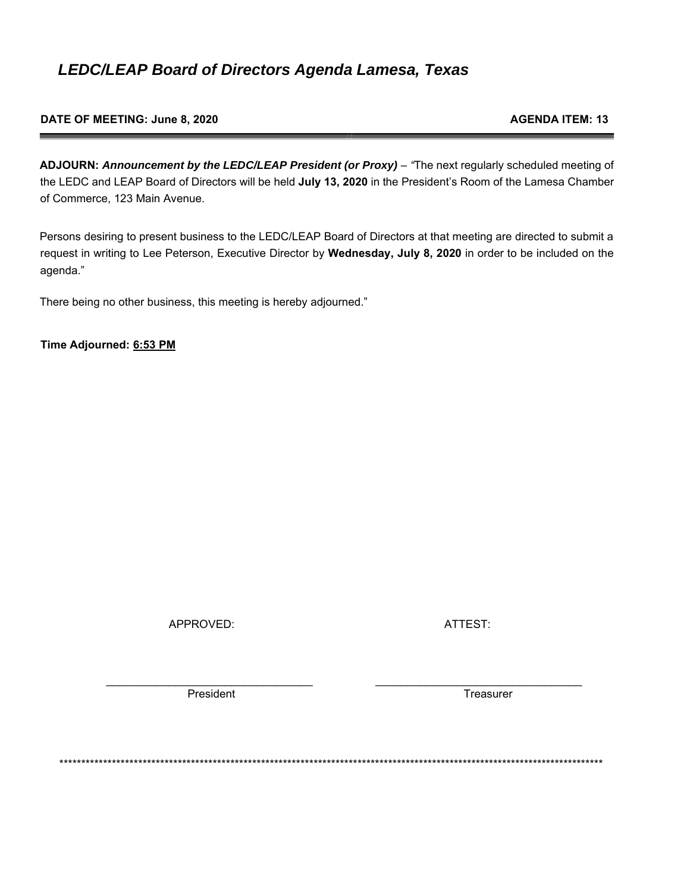# *LEDC/LEAP Board of Directors Agenda Lamesa, Texas*

**DATE OF MEETING: June 8, 2020** **AGENDA ITEM: 13**

---

**ADJOURN:** ***Announcement by the LEDC/LEAP President (or Proxy)*** – *"*The next regularly scheduled meeting of the LEDC and LEAP Board of Directors will be held **July 13, 2020** in the President's Room of the Lamesa Chamber of Commerce, 123 Main Avenue.

Persons desiring to present business to the LEDC/LEAP Board of Directors at that meeting are directed to submit a request in writing to Lee Peterson, Executive Director by **Wednesday, July 8, 2020** in order to be included on the agenda."

There being no other business, this meeting is hereby adjourned."

**Time Adjourned: 6:53 PM**

APPROVED: ATTEST:

\_\_\_\_\_\_\_\_\_\_\_\_\_\_\_\_\_\_\_\_\_\_\_\_\_\_\_\_\_\_\_\_\_\_ \_\_\_\_\_\_\_\_\_\_\_\_\_\_\_\_\_\_\_\_\_\_\_\_\_\_\_\_\_\_\_\_\_\_

President Treasurer

*****************************************************************************************************************************